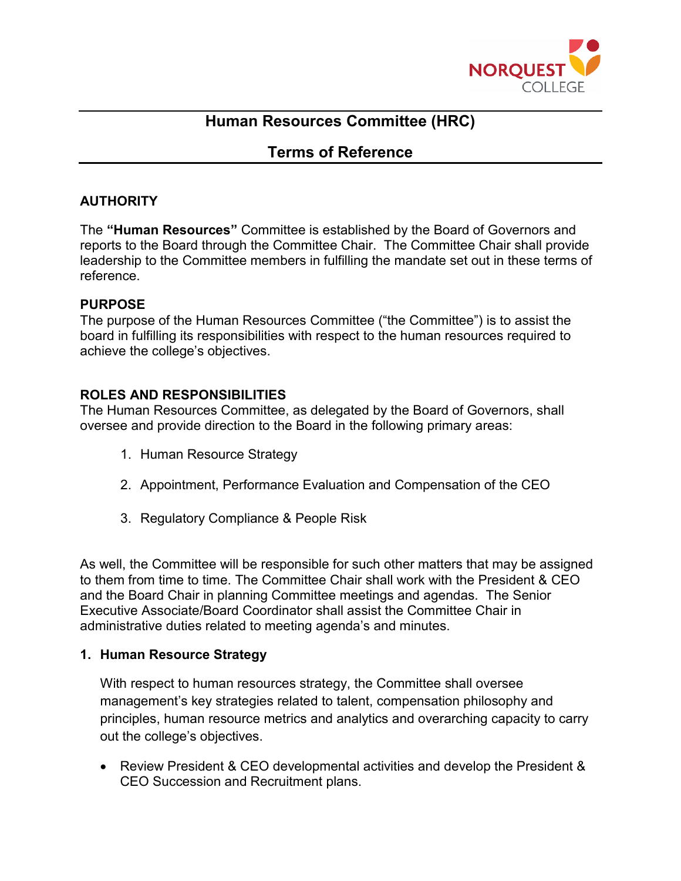# Human Resources Committee (HRC)

## Terms of Reference

### AUTHORITY

The **"Human Resources"** Committee is established by the Board of Governors and reports to the Board through the Committee Chair. The Committee Chair shall provide leadership to the Committee members in fulfilling the mandate set out in these terms of reference.

### PURPOSE

The purpose of the Human Resources Committee ("the Committee") is to assist the board in fulfilling its responsibilities with respect to the human resources required to achieve the college's objectives.

### ROLES AND RESPONSIBILITIES

The Human Resources Committee, as delegated by the Board of Governors, shall oversee and provide direction to the Board in the following primary areas:

1. Human Resource Strategy
2. Appointment, Performance Evaluation and Compensation of the CEO
3. Regulatory Compliance & People Risk

As well, the Committee will be responsible for such other matters that may be assigned to them from time to time. The Committee Chair shall work with the President & CEO and the Board Chair in planning Committee meetings and agendas. The Senior Executive Associate/Board Coordinator shall assist the Committee Chair in administrative duties related to meeting agenda's and minutes.

#### 1. Human Resource Strategy

With respect to human resources strategy, the Committee shall oversee management's key strategies related to talent, compensation philosophy and principles, human resource metrics and analytics and overarching capacity to carry out the college's objectives.

- Review President & CEO developmental activities and develop the President & CEO Succession and Recruitment plans.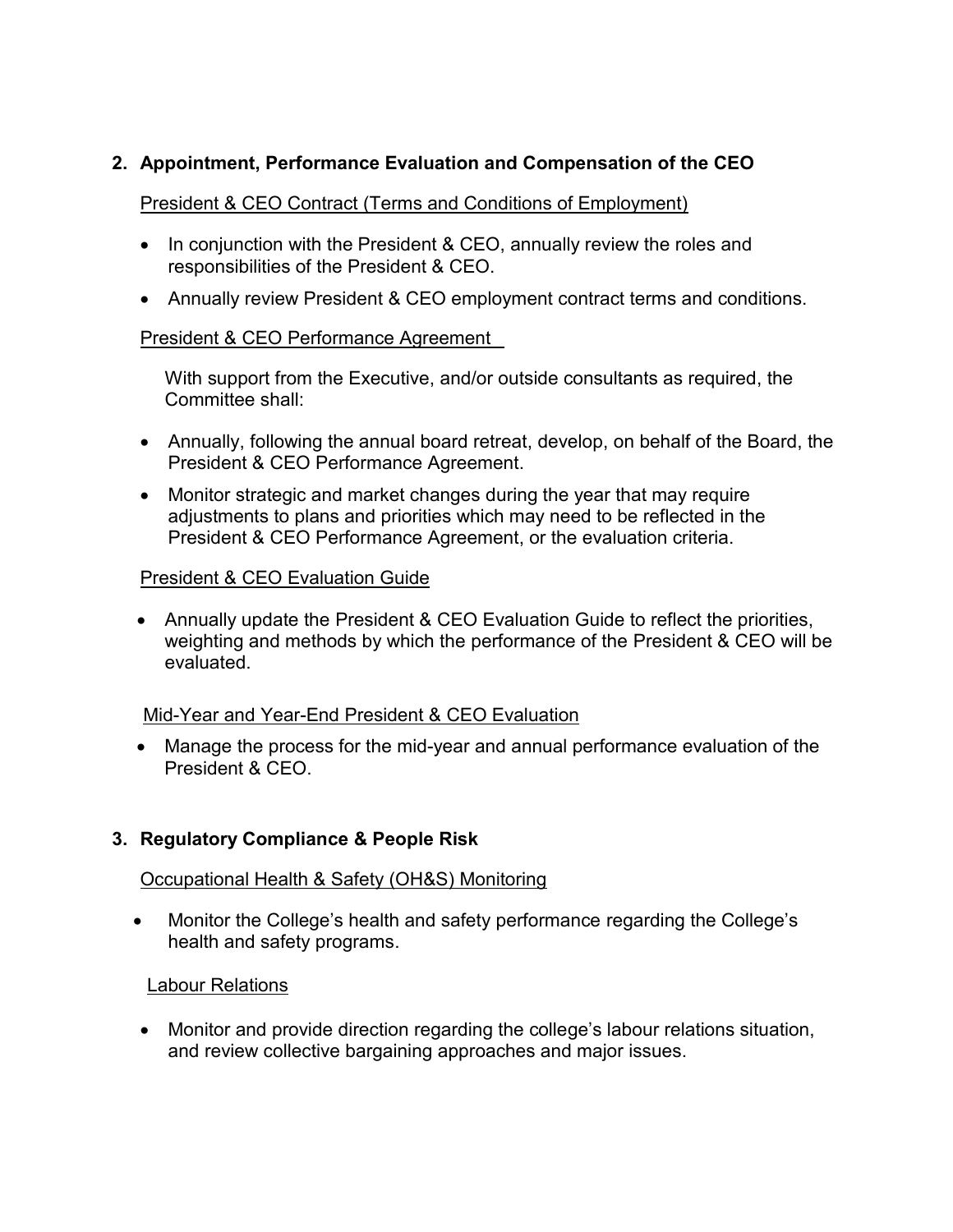## 2. Appointment, Performance Evaluation and Compensation of the CEO

President & CEO Contract (Terms and Conditions of Employment)

- In conjunction with the President & CEO, annually review the roles and responsibilities of the President & CEO.
- Annually review President & CEO employment contract terms and conditions.

President & CEO Performance Agreement

With support from the Executive, and/or outside consultants as required, the Committee shall:

- Annually, following the annual board retreat, develop, on behalf of the Board, the President & CEO Performance Agreement.
- Monitor strategic and market changes during the year that may require adjustments to plans and priorities which may need to be reflected in the President & CEO Performance Agreement, or the evaluation criteria.

President & CEO Evaluation Guide

- Annually update the President & CEO Evaluation Guide to reflect the priorities, weighting and methods by which the performance of the President & CEO will be evaluated.

Mid-Year and Year-End President & CEO Evaluation

- Manage the process for the mid-year and annual performance evaluation of the President & CEO.

## 3. Regulatory Compliance & People Risk

Occupational Health & Safety (OH&S) Monitoring

- Monitor the College's health and safety performance regarding the College's health and safety programs.

Labour Relations

- Monitor and provide direction regarding the college's labour relations situation, and review collective bargaining approaches and major issues.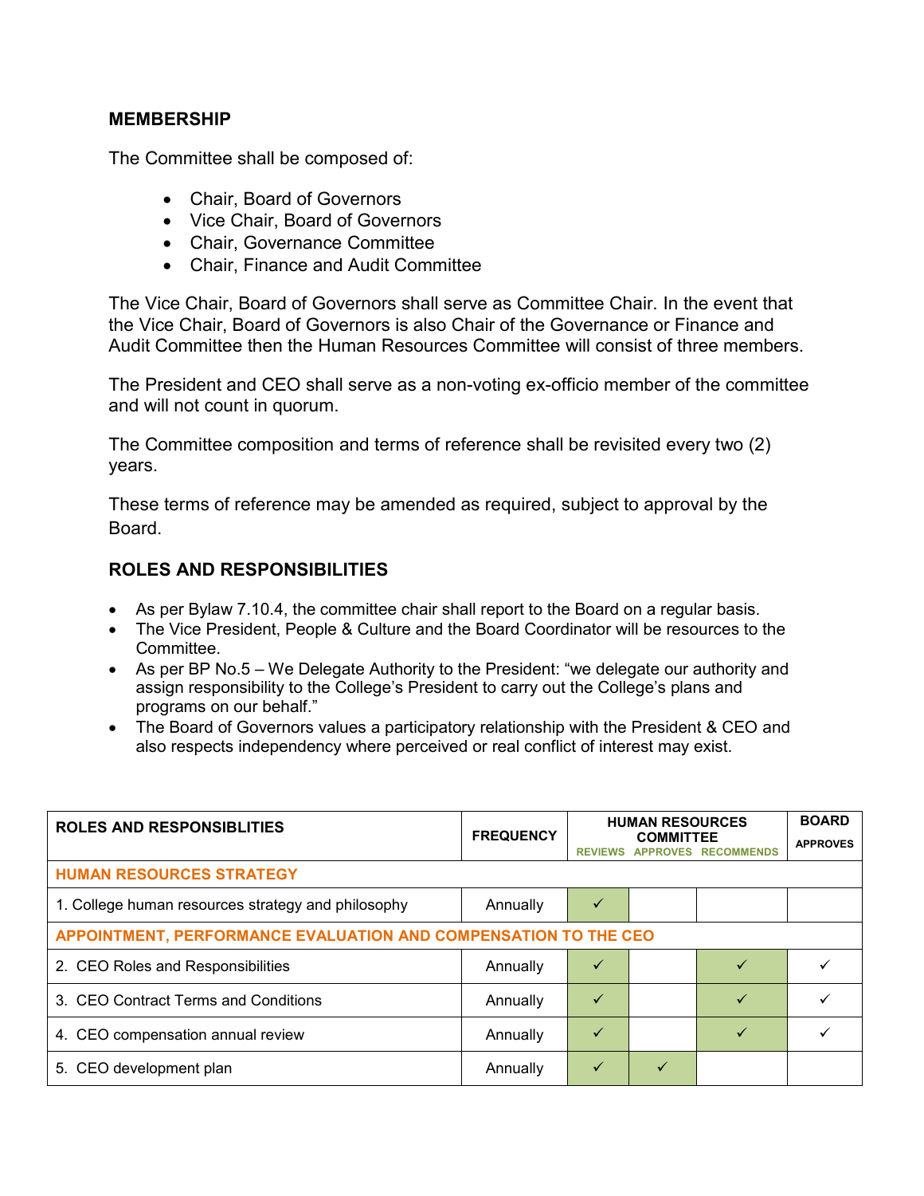## MEMBERSHIP

The Committee shall be composed of:

- Chair, Board of Governors
- Vice Chair, Board of Governors
- Chair, Governance Committee
- Chair, Finance and Audit Committee

The Vice Chair, Board of Governors shall serve as Committee Chair. In the event that the Vice Chair, Board of Governors is also Chair of the Governance or Finance and Audit Committee then the Human Resources Committee will consist of three members.

The President and CEO shall serve as a non-voting ex-officio member of the committee and will not count in quorum.

The Committee composition and terms of reference shall be revisited every two (2) years.

These terms of reference may be amended as required, subject to approval by the Board.

## ROLES AND RESPONSIBILITIES

- As per Bylaw 7.10.4, the committee chair shall report to the Board on a regular basis.
- The Vice President, People & Culture and the Board Coordinator will be resources to the Committee.
- As per BP No.5 – We Delegate Authority to the President: "we delegate our authority and assign responsibility to the College's President to carry out the College's plans and programs on our behalf."
- The Board of Governors values a participatory relationship with the President & CEO and also respects independency where perceived or real conflict of interest may exist.

| ROLES AND RESPONSIBLITIES | FREQUENCY | HUMAN RESOURCES COMMITTEE | | | BOARD |
|---|---|---|---|---|---|
| | | REVIEWS | APPROVES | RECOMMENDS | APPROVES |
| **HUMAN RESOURCES STRATEGY** | | | | | |
| 1. College human resources strategy and philosophy | Annually | ✓ | | | |
| **APPOINTMENT, PERFORMANCE EVALUATION AND COMPENSATION TO THE CEO** | | | | | |
| 2. CEO Roles and Responsibilities | Annually | ✓ | | ✓ | ✓ |
| 3. CEO Contract Terms and Conditions | Annually | ✓ | | ✓ | ✓ |
| 4. CEO compensation annual review | Annually | ✓ | | ✓ | ✓ |
| 5. CEO development plan | Annually | ✓ | ✓ | | |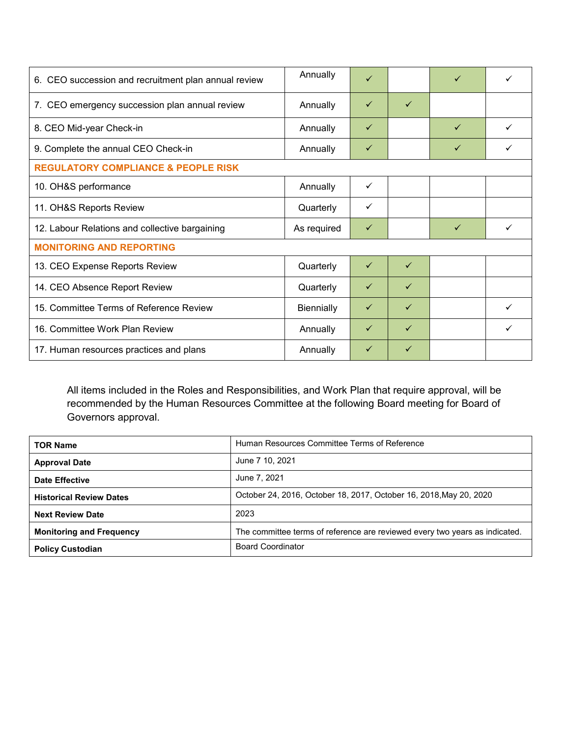| | | | | | |
|---|---|---|---|---|---|
| 6. CEO succession and recruitment plan annual review | Annually | ✓ | | ✓ | ✓ |
| 7. CEO emergency succession plan annual review | Annually | ✓ | ✓ | | |
| 8. CEO Mid-year Check-in | Annually | ✓ | | ✓ | ✓ |
| 9. Complete the annual CEO Check-in | Annually | ✓ | | ✓ | ✓ |
| **REGULATORY COMPLIANCE & PEOPLE RISK** | | | | | |
| 10. OH&S performance | Annually | ✓ | | | |
| 11. OH&S Reports Review | Quarterly | ✓ | | | |
| 12. Labour Relations and collective bargaining | As required | ✓ | | ✓ | ✓ |
| **MONITORING AND REPORTING** | | | | | |
| 13. CEO Expense Reports Review | Quarterly | ✓ | ✓ | | |
| 14. CEO Absence Report Review | Quarterly | ✓ | ✓ | | |
| 15. Committee Terms of Reference Review | Biennially | ✓ | ✓ | | ✓ |
| 16. Committee Work Plan Review | Annually | ✓ | ✓ | | ✓ |
| 17. Human resources practices and plans | Annually | ✓ | ✓ | | |

All items included in the Roles and Responsibilities, and Work Plan that require approval, will be recommended by the Human Resources Committee at the following Board meeting for Board of Governors approval.

| | |
|---|---|
| **TOR Name** | Human Resources Committee Terms of Reference |
| **Approval Date** | June 7 10, 2021 |
| **Date Effective** | June 7, 2021 |
| **Historical Review Dates** | October 24, 2016, October 18, 2017, October 16, 2018,May 20, 2020 |
| **Next Review Date** | 2023 |
| **Monitoring and Frequency** | The committee terms of reference are reviewed every two years as indicated. |
| **Policy Custodian** | Board Coordinator |